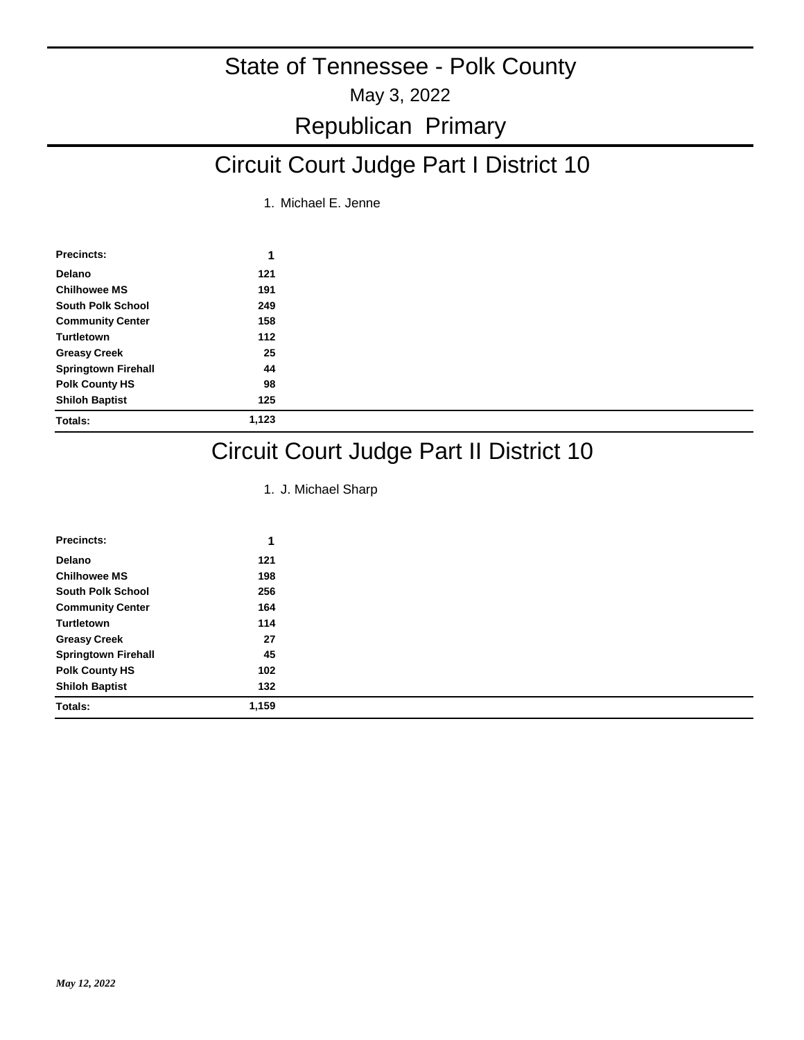# State of Tennessee - Polk County

May 3, 2022

## Republican Primary

## Circuit Court Judge Part I District 10

1. Michael E. Jenne

| Precincts: | 1 |
|---|---|
| Delano | 121 |
| Chilhowee MS | 191 |
| South Polk School | 249 |
| Community Center | 158 |
| Turtletown | 112 |
| Greasy Creek | 25 |
| Springtown Firehall | 44 |
| Polk County HS | 98 |
| Shiloh Baptist | 125 |
| **Totals:** | **1,123** |

## Circuit Court Judge Part II District 10

1. J. Michael Sharp

| Precincts: | 1 |
|---|---|
| Delano | 121 |
| Chilhowee MS | 198 |
| South Polk School | 256 |
| Community Center | 164 |
| Turtletown | 114 |
| Greasy Creek | 27 |
| Springtown Firehall | 45 |
| Polk County HS | 102 |
| Shiloh Baptist | 132 |
| **Totals:** | **1,159** |

*May 12, 2022*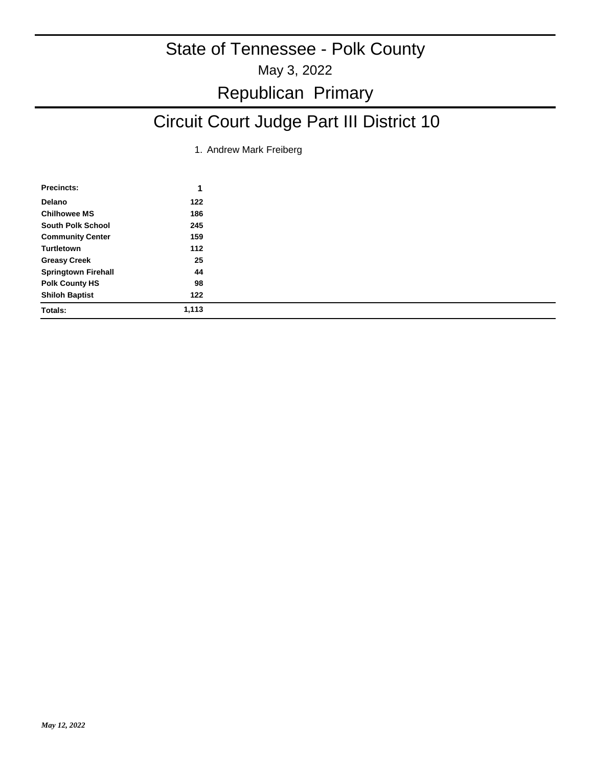# State of Tennessee - Polk County

May 3, 2022

## Republican Primary

## Circuit Court Judge Part III District 10

1. Andrew Mark Freiberg

| **Precincts:** | **1** |
|---|---|
| **Delano** | **122** |
| **Chilhowee MS** | **186** |
| **South Polk School** | **245** |
| **Community Center** | **159** |
| **Turtletown** | **112** |
| **Greasy Creek** | **25** |
| **Springtown Firehall** | **44** |
| **Polk County HS** | **98** |
| **Shiloh Baptist** | **122** |
| **Totals:** | **1,113** |

*May 12, 2022*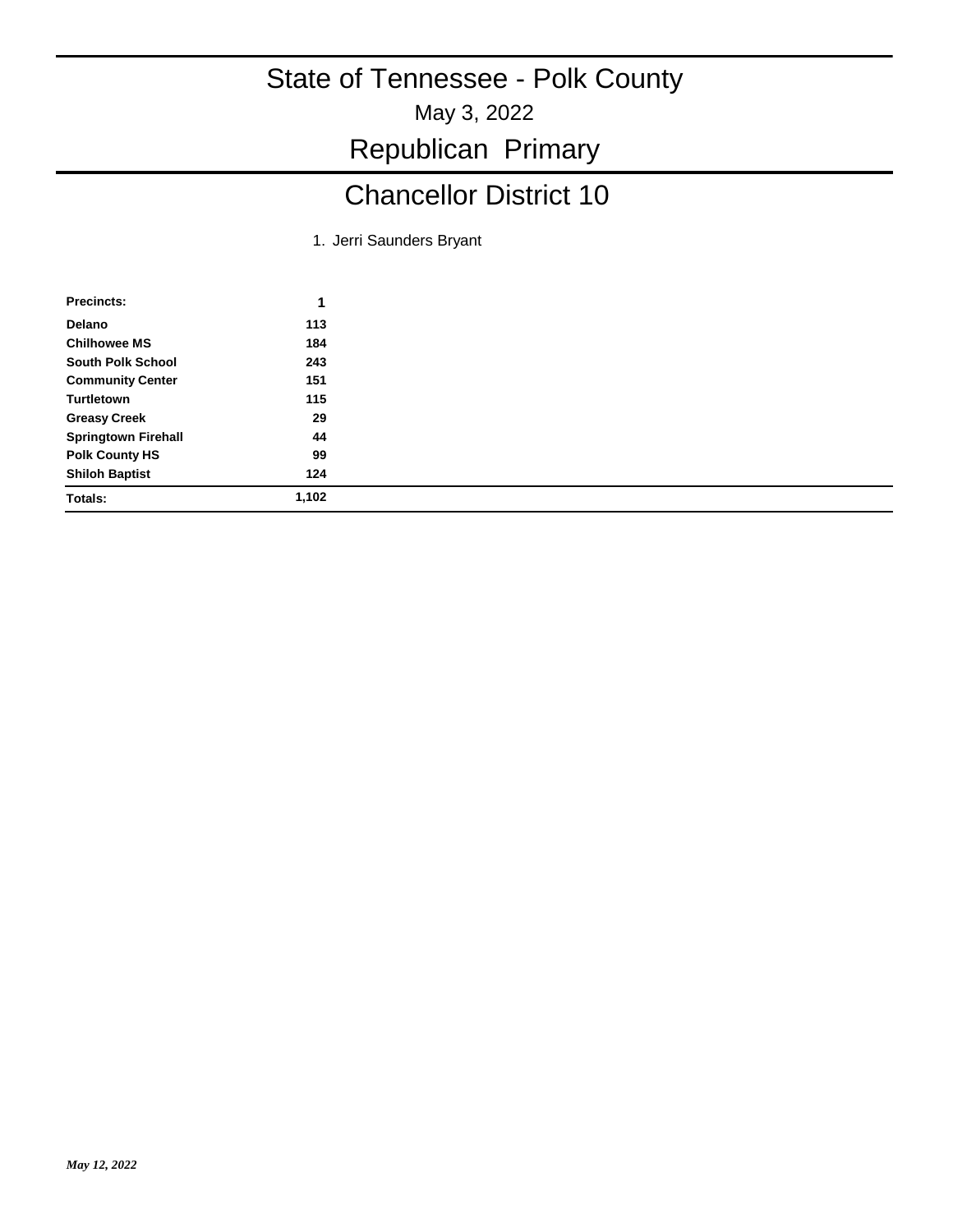# State of Tennessee - Polk County

May 3, 2022

## Republican Primary

## Chancellor District 10

1. Jerri Saunders Bryant

| Precincts: | 1 |
|---|---|
| **Delano** | **113** |
| **Chilhowee MS** | **184** |
| **South Polk School** | **243** |
| **Community Center** | **151** |
| **Turtletown** | **115** |
| **Greasy Creek** | **29** |
| **Springtown Firehall** | **44** |
| **Polk County HS** | **99** |
| **Shiloh Baptist** | **124** |
| **Totals:** | **1,102** |

*May 12, 2022*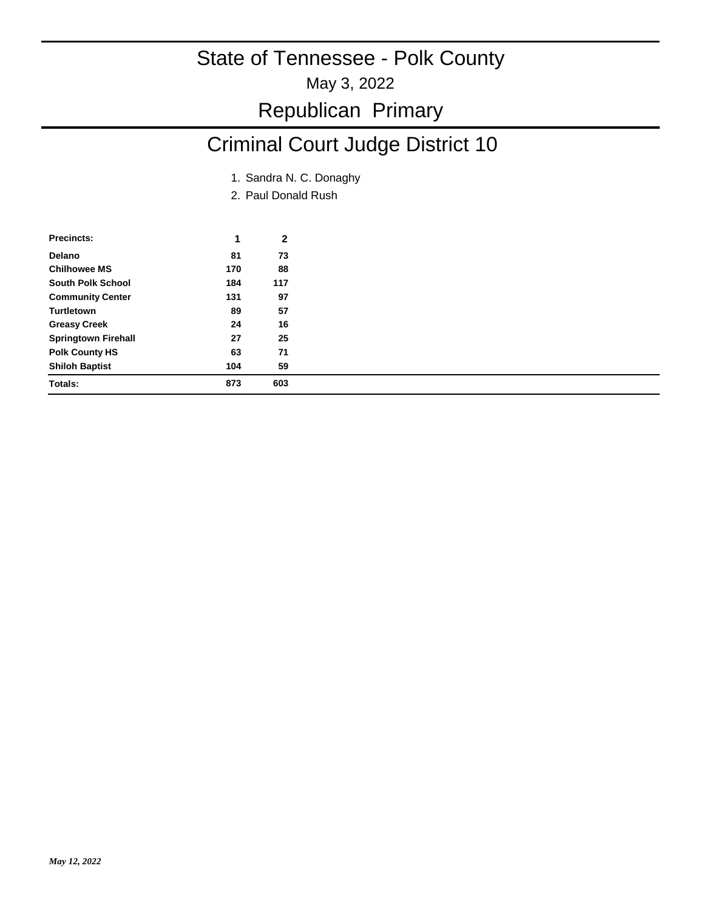# State of Tennessee - Polk County

May 3, 2022

## Republican Primary

## Criminal Court Judge District 10

1. Sandra N. C. Donaghy
2. Paul Donald Rush

| Precincts: | 1 | 2 |
|---|---|---|
| Delano | 81 | 73 |
| Chilhowee MS | 170 | 88 |
| South Polk School | 184 | 117 |
| Community Center | 131 | 97 |
| Turtletown | 89 | 57 |
| Greasy Creek | 24 | 16 |
| Springtown Firehall | 27 | 25 |
| Polk County HS | 63 | 71 |
| Shiloh Baptist | 104 | 59 |
| **Totals:** | **873** | **603** |

*May 12, 2022*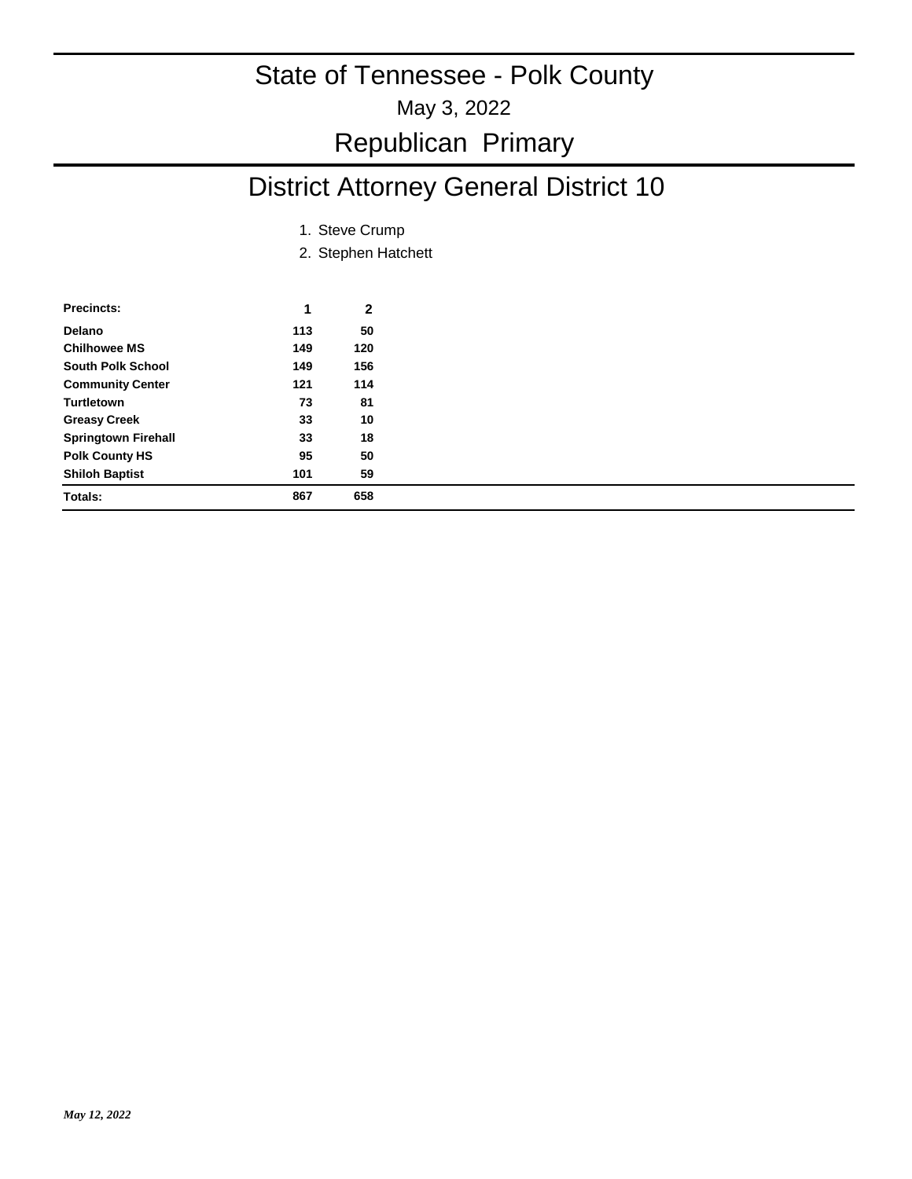# State of Tennessee - Polk County

May 3, 2022

## Republican Primary

## District Attorney General District 10

1. Steve Crump
2. Stephen Hatchett

| Precincts: | 1 | 2 |
|---|---|---|
| Delano | 113 | 50 |
| Chilhowee MS | 149 | 120 |
| South Polk School | 149 | 156 |
| Community Center | 121 | 114 |
| Turtletown | 73 | 81 |
| Greasy Creek | 33 | 10 |
| Springtown Firehall | 33 | 18 |
| Polk County HS | 95 | 50 |
| Shiloh Baptist | 101 | 59 |
| Totals: | 867 | 658 |

*May 12, 2022*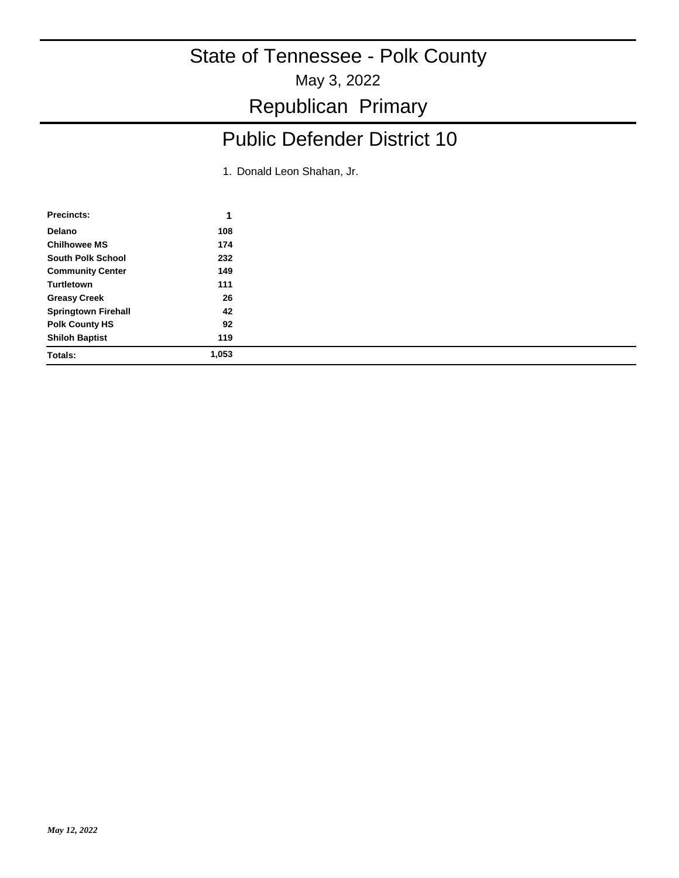# State of Tennessee - Polk County

May 3, 2022

## Republican Primary

## Public Defender District 10

1. Donald Leon Shahan, Jr.

| Precincts: | 1 |
|---|---|
| Delano | 108 |
| Chilhowee MS | 174 |
| South Polk School | 232 |
| Community Center | 149 |
| Turtletown | 111 |
| Greasy Creek | 26 |
| Springtown Firehall | 42 |
| Polk County HS | 92 |
| Shiloh Baptist | 119 |
| **Totals:** | **1,053** |

*May 12, 2022*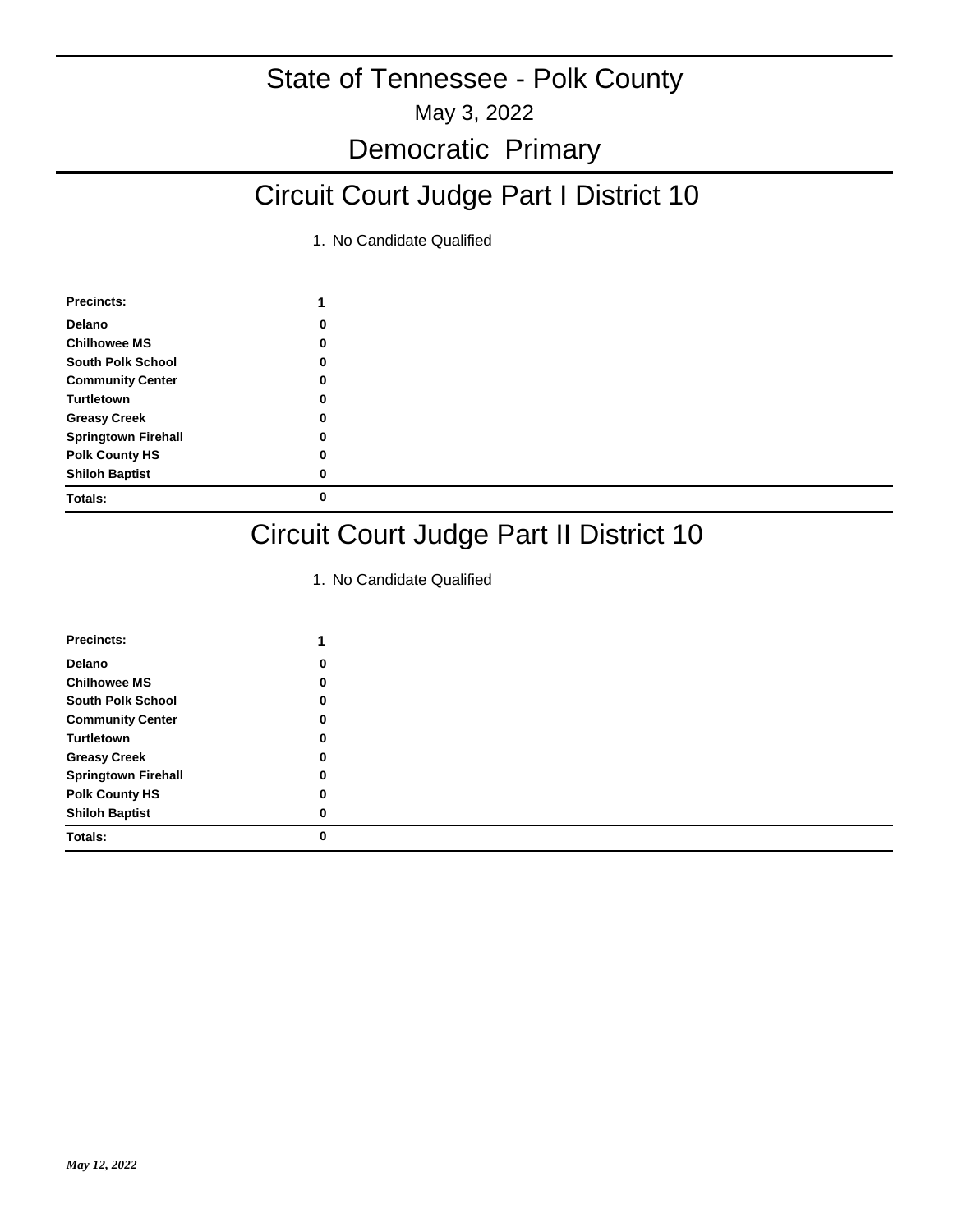# State of Tennessee - Polk County

May 3, 2022

## Democratic Primary

## Circuit Court Judge Part I District 10

1. No Candidate Qualified

| Precincts: | 1 |
|---|---|
| Delano | 0 |
| Chilhowee MS | 0 |
| South Polk School | 0 |
| Community Center | 0 |
| Turtletown | 0 |
| Greasy Creek | 0 |
| Springtown Firehall | 0 |
| Polk County HS | 0 |
| Shiloh Baptist | 0 |
| Totals: | 0 |

## Circuit Court Judge Part II District 10

1. No Candidate Qualified

| Precincts: | 1 |
|---|---|
| Delano | 0 |
| Chilhowee MS | 0 |
| South Polk School | 0 |
| Community Center | 0 |
| Turtletown | 0 |
| Greasy Creek | 0 |
| Springtown Firehall | 0 |
| Polk County HS | 0 |
| Shiloh Baptist | 0 |
| Totals: | 0 |

*May 12, 2022*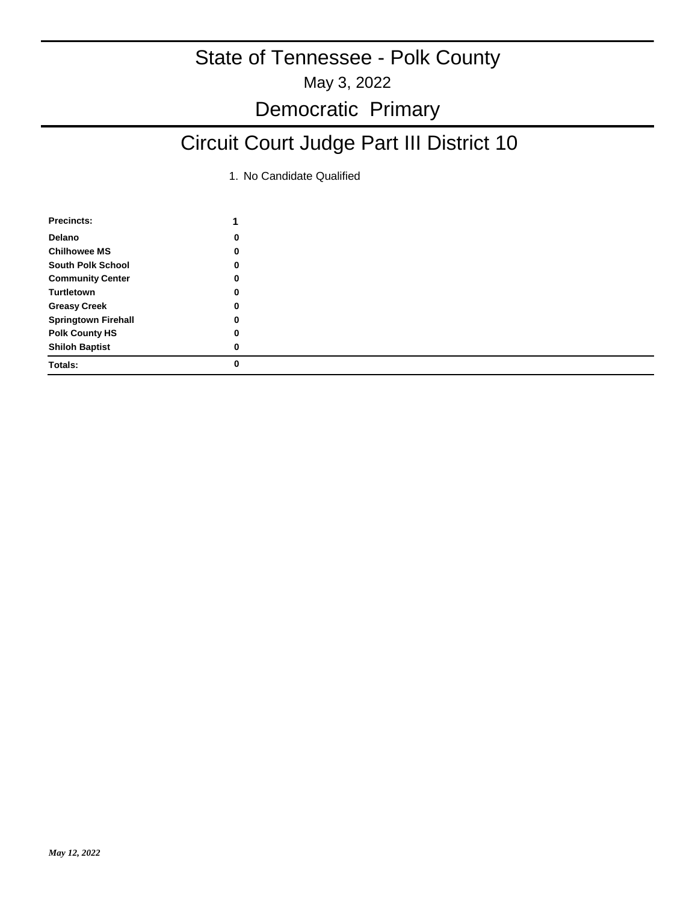# State of Tennessee - Polk County

May 3, 2022

## Democratic Primary

## Circuit Court Judge Part III District 10

1. No Candidate Qualified

| Precincts: | 1 |
|---|---|
| Delano | 0 |
| Chilhowee MS | 0 |
| South Polk School | 0 |
| Community Center | 0 |
| Turtletown | 0 |
| Greasy Creek | 0 |
| Springtown Firehall | 0 |
| Polk County HS | 0 |
| Shiloh Baptist | 0 |
| **Totals:** | **0** |

*May 12, 2022*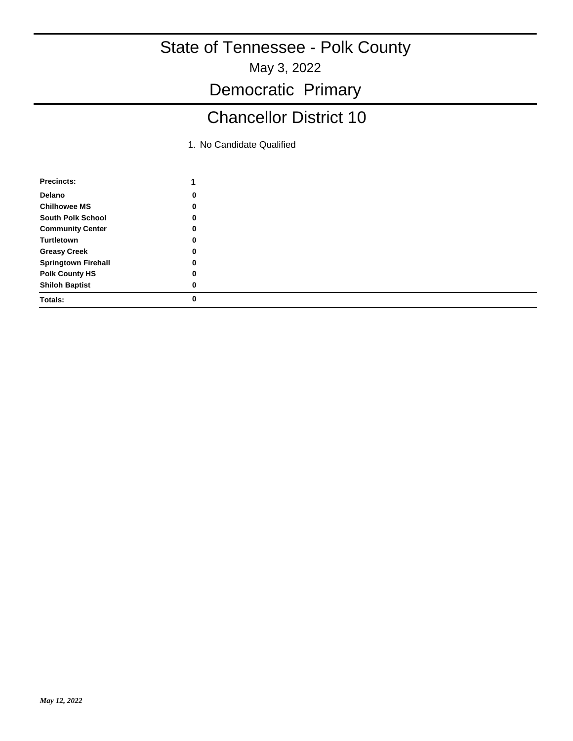# State of Tennessee - Polk County

May 3, 2022

## Democratic Primary

## Chancellor District 10

1. No Candidate Qualified

| Precincts: | 1 |
|---|---|
| Delano | 0 |
| Chilhowee MS | 0 |
| South Polk School | 0 |
| Community Center | 0 |
| Turtletown | 0 |
| Greasy Creek | 0 |
| Springtown Firehall | 0 |
| Polk County HS | 0 |
| Shiloh Baptist | 0 |
| **Totals:** | **0** |

*May 12, 2022*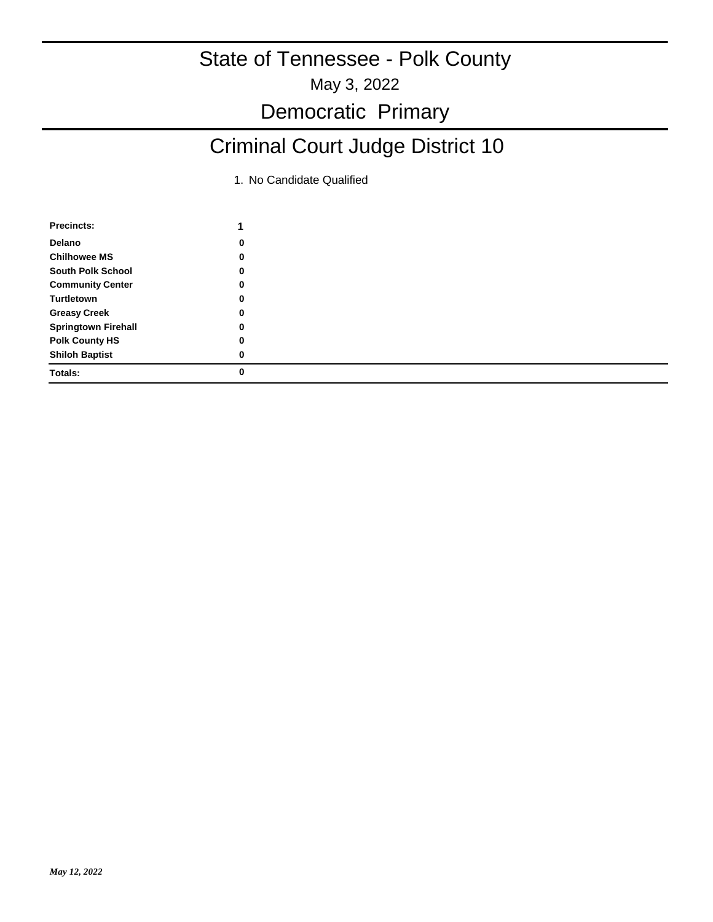# State of Tennessee - Polk County

May 3, 2022

## Democratic Primary

## Criminal Court Judge District 10

1. No Candidate Qualified

| Precincts: | 1 |
|---|---|
| Delano | 0 |
| Chilhowee MS | 0 |
| South Polk School | 0 |
| Community Center | 0 |
| Turtletown | 0 |
| Greasy Creek | 0 |
| Springtown Firehall | 0 |
| Polk County HS | 0 |
| Shiloh Baptist | 0 |
| **Totals:** | 0 |

*May 12, 2022*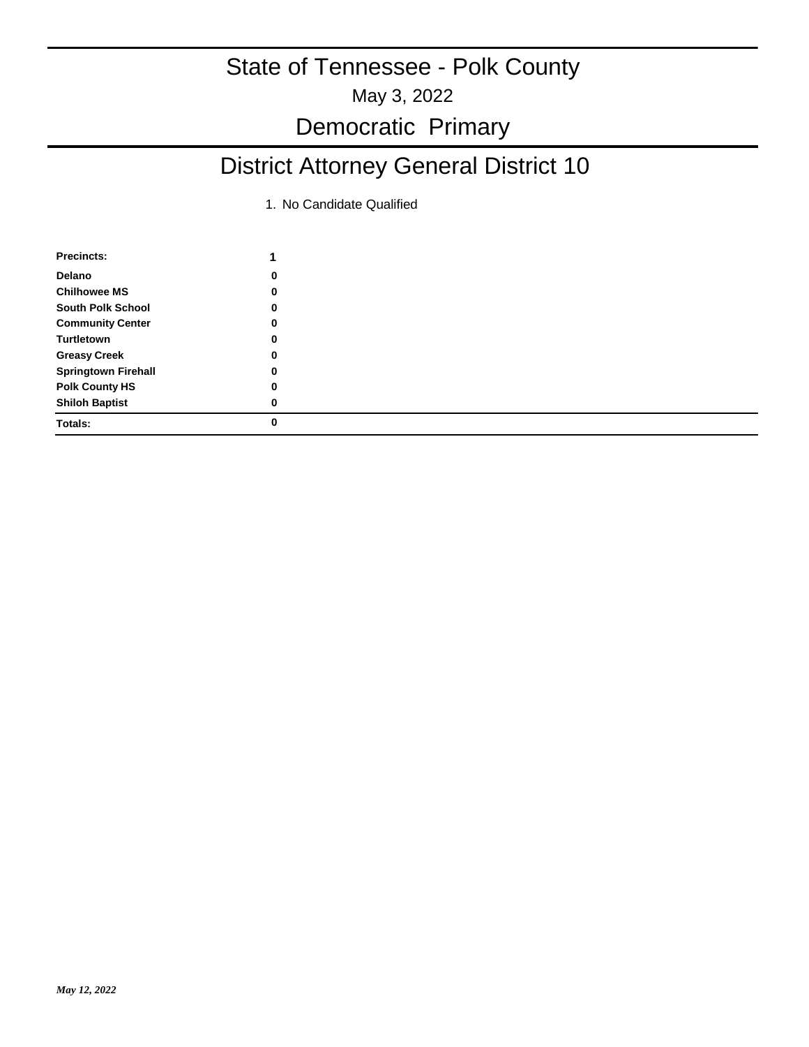# State of Tennessee - Polk County

May 3, 2022

## Democratic Primary

## District Attorney General District 10

1. No Candidate Qualified

| Precincts: | 1 |
|---|---|
| Delano | 0 |
| Chilhowee MS | 0 |
| South Polk School | 0 |
| Community Center | 0 |
| Turtletown | 0 |
| Greasy Creek | 0 |
| Springtown Firehall | 0 |
| Polk County HS | 0 |
| Shiloh Baptist | 0 |
| **Totals:** | **0** |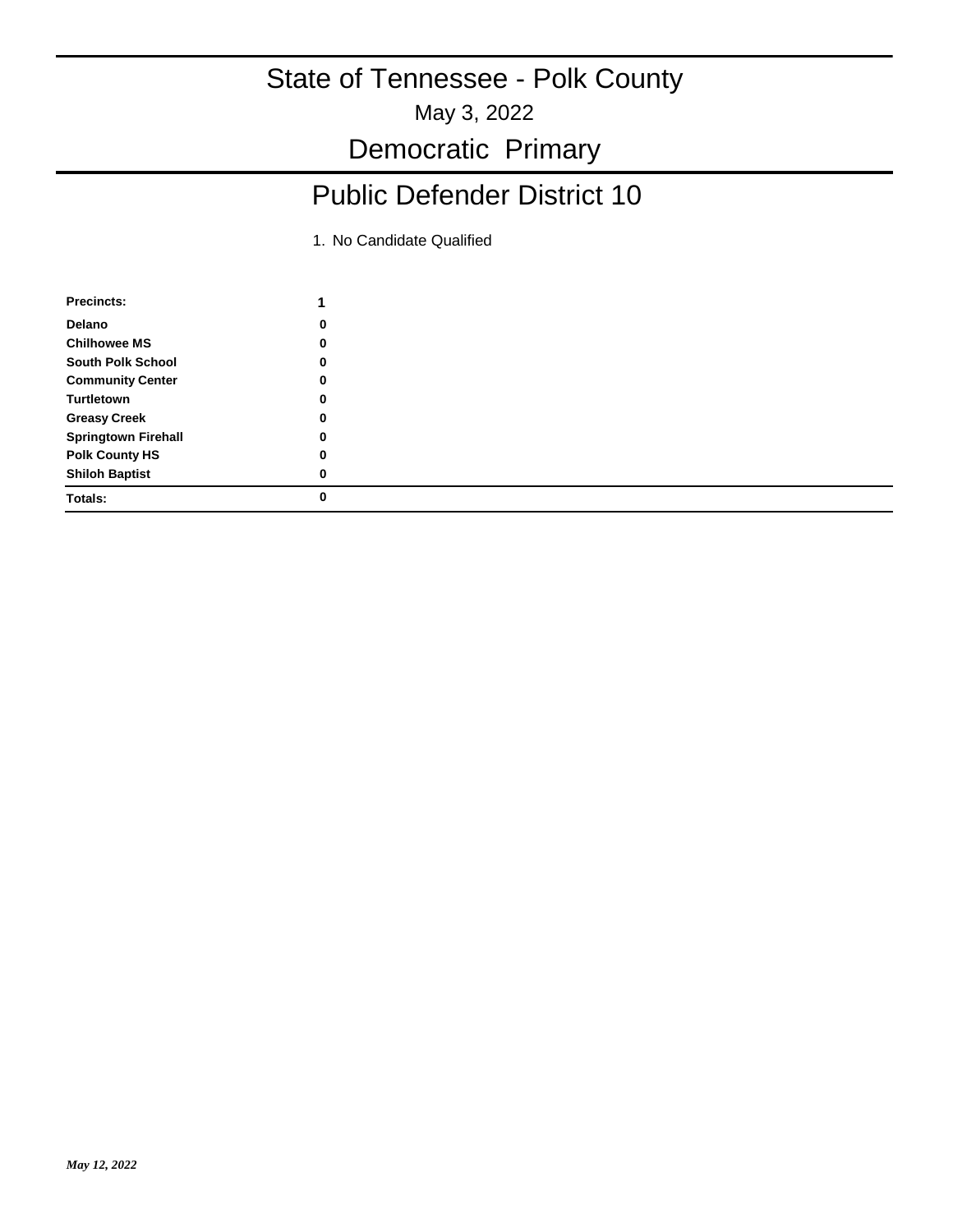# State of Tennessee - Polk County

May 3, 2022

## Democratic Primary

## Public Defender District 10

1. No Candidate Qualified

| Precincts: | 1 |
| --- | --- |
| Delano | 0 |
| Chilhowee MS | 0 |
| South Polk School | 0 |
| Community Center | 0 |
| Turtletown | 0 |
| Greasy Creek | 0 |
| Springtown Firehall | 0 |
| Polk County HS | 0 |
| Shiloh Baptist | 0 |
| **Totals:** | **0** |

*May 12, 2022*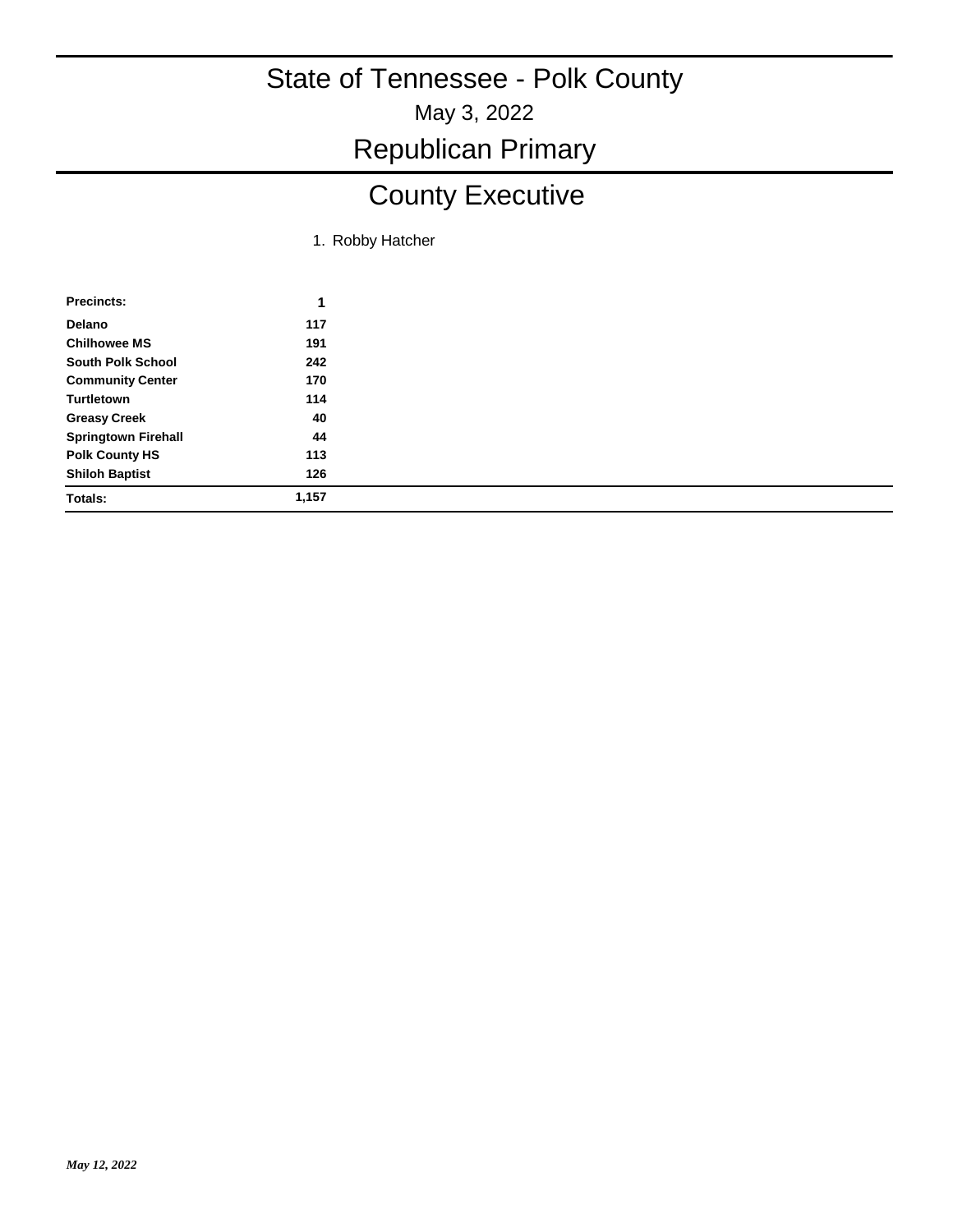# State of Tennessee - Polk County

May 3, 2022

## Republican Primary

## County Executive

1. Robby Hatcher

| Precincts: | 1 |
|---|---|
| Delano | 117 |
| Chilhowee MS | 191 |
| South Polk School | 242 |
| Community Center | 170 |
| Turtletown | 114 |
| Greasy Creek | 40 |
| Springtown Firehall | 44 |
| Polk County HS | 113 |
| Shiloh Baptist | 126 |
| **Totals:** | **1,157** |

*May 12, 2022*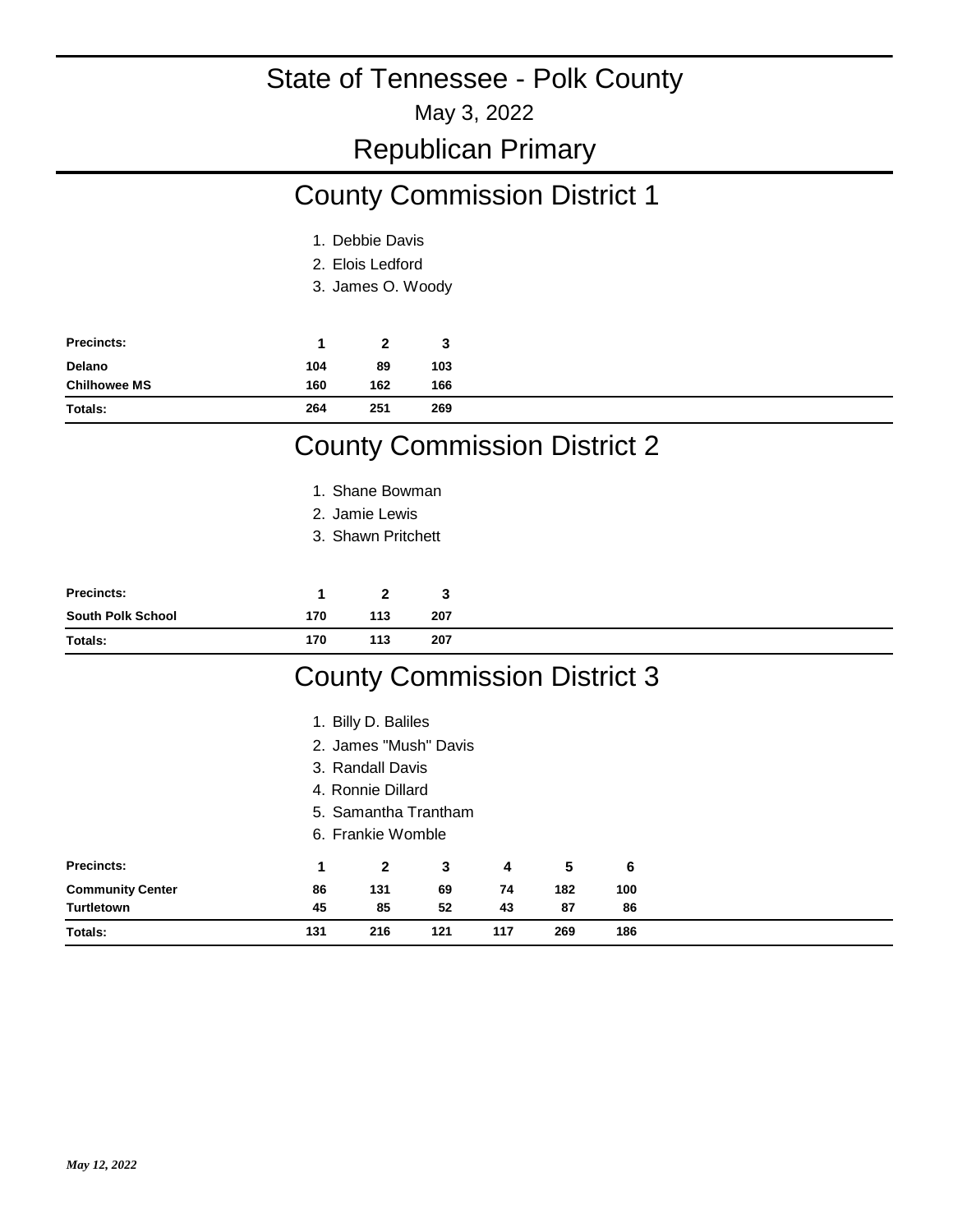# State of Tennessee - Polk County

May 3, 2022

## Republican Primary

## County Commission District 1

1. Debbie Davis
2. Elois Ledford
3. James O. Woody

| Precincts: | 1 | 2 | 3 |
|---|---|---|---|
| Delano | 104 | 89 | 103 |
| Chilhowee MS | 160 | 162 | 166 |
| Totals: | 264 | 251 | 269 |

## County Commission District 2

1. Shane Bowman
2. Jamie Lewis
3. Shawn Pritchett

| Precincts: | 1 | 2 | 3 |
|---|---|---|---|
| South Polk School | 170 | 113 | 207 |
| Totals: | 170 | 113 | 207 |

## County Commission District 3

1. Billy D. Baliles
2. James "Mush" Davis
3. Randall Davis
4. Ronnie Dillard
5. Samantha Trantham
6. Frankie Womble

| Precincts: | 1 | 2 | 3 | 4 | 5 | 6 |
|---|---|---|---|---|---|---|
| Community Center | 86 | 131 | 69 | 74 | 182 | 100 |
| Turtletown | 45 | 85 | 52 | 43 | 87 | 86 |
| Totals: | 131 | 216 | 121 | 117 | 269 | 186 |

*May 12, 2022*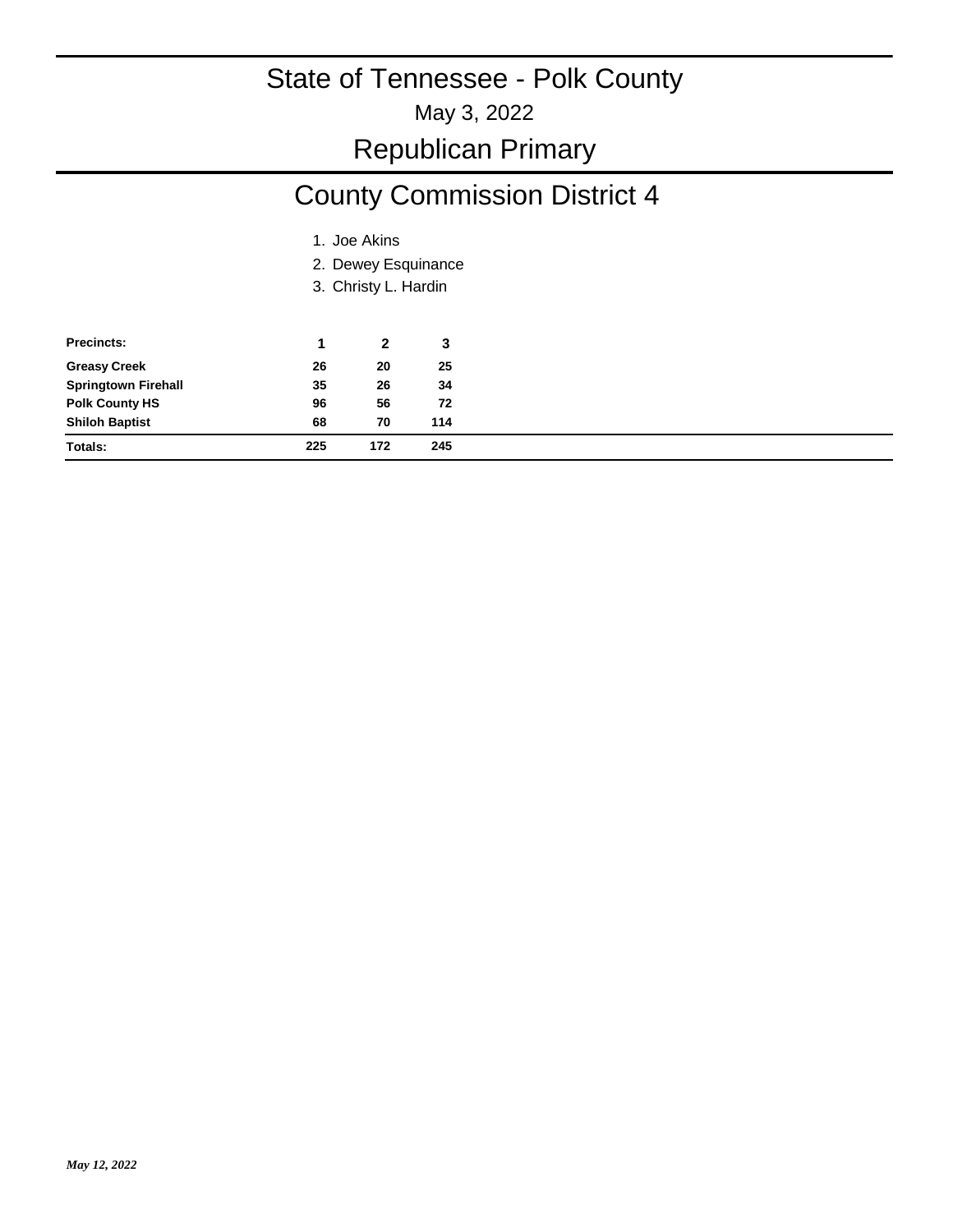# State of Tennessee - Polk County

May 3, 2022

## Republican Primary

## County Commission District 4

1. Joe Akins
2. Dewey Esquinance
3. Christy L. Hardin

| Precincts: | 1 | 2 | 3 |
|---|---|---|---|
| Greasy Creek | 26 | 20 | 25 |
| Springtown Firehall | 35 | 26 | 34 |
| Polk County HS | 96 | 56 | 72 |
| Shiloh Baptist | 68 | 70 | 114 |
| Totals: | 225 | 172 | 245 |

*May 12, 2022*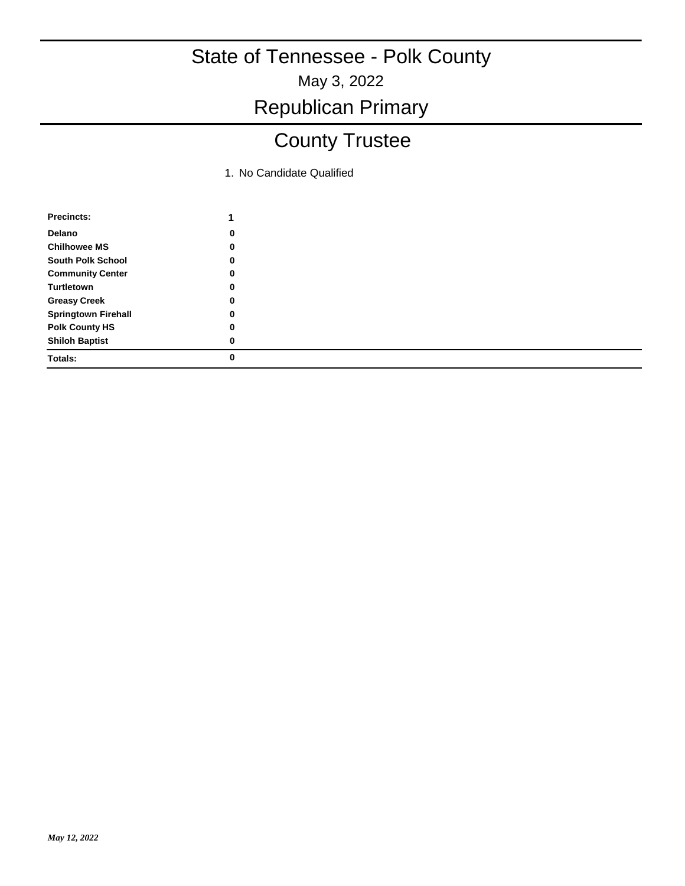# State of Tennessee - Polk County

May 3, 2022

## Republican Primary

## County Trustee

1. No Candidate Qualified

| Precincts: | 1 |
|---|---|
| Delano | 0 |
| Chilhowee MS | 0 |
| South Polk School | 0 |
| Community Center | 0 |
| Turtletown | 0 |
| Greasy Creek | 0 |
| Springtown Firehall | 0 |
| Polk County HS | 0 |
| Shiloh Baptist | 0 |
| **Totals:** | 0 |

*May 12, 2022*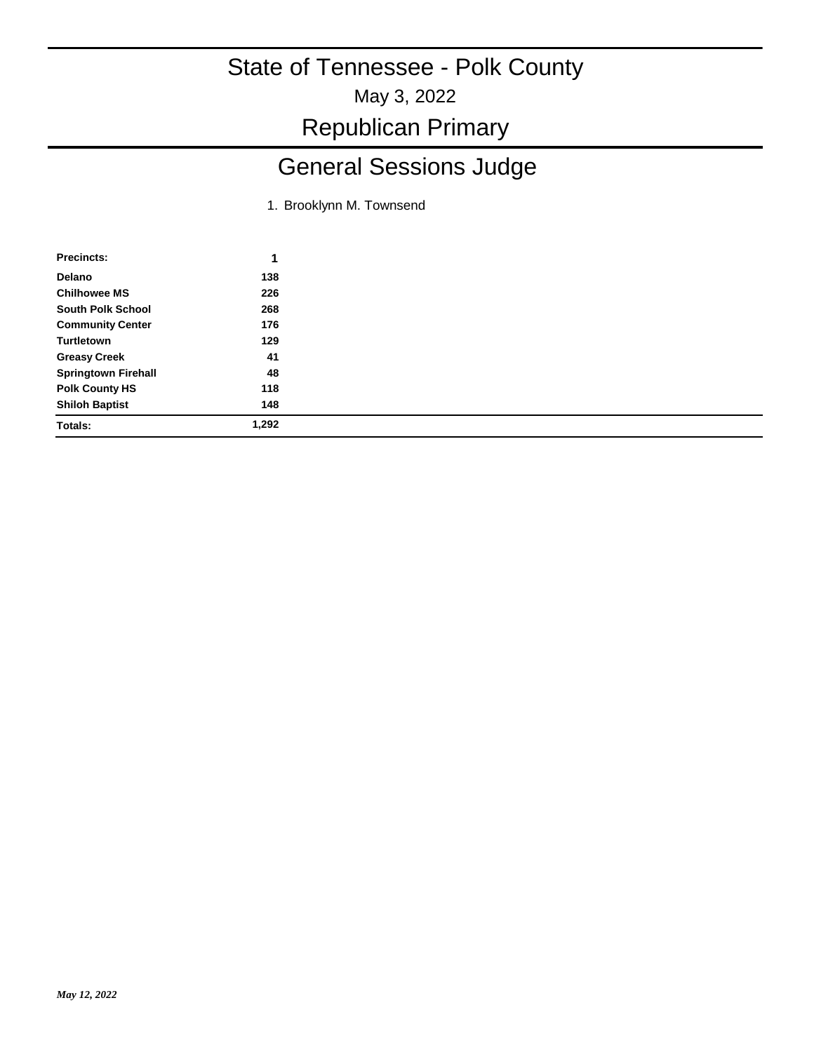# State of Tennessee - Polk County

May 3, 2022

## Republican Primary

## General Sessions Judge

1. Brooklynn M. Townsend

| Precincts: | 1 |
|---|---|
| **Delano** | **138** |
| **Chilhowee MS** | **226** |
| **South Polk School** | **268** |
| **Community Center** | **176** |
| **Turtletown** | **129** |
| **Greasy Creek** | **41** |
| **Springtown Firehall** | **48** |
| **Polk County HS** | **118** |
| **Shiloh Baptist** | **148** |
| **Totals:** | **1,292** |

*May 12, 2022*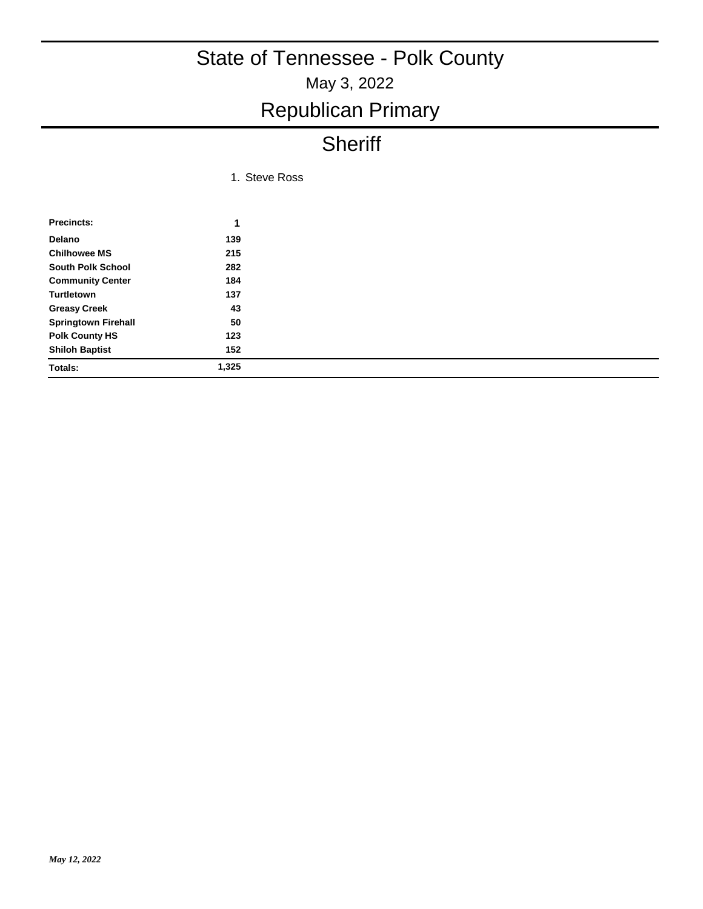# State of Tennessee - Polk County

May 3, 2022

# Republican Primary

## Sheriff

1. Steve Ross

| Precincts: | 1 |
|---|---|
| **Delano** | **139** |
| **Chilhowee MS** | **215** |
| **South Polk School** | **282** |
| **Community Center** | **184** |
| **Turtletown** | **137** |
| **Greasy Creek** | **43** |
| **Springtown Firehall** | **50** |
| **Polk County HS** | **123** |
| **Shiloh Baptist** | **152** |
| **Totals:** | **1,325** |

*May 12, 2022*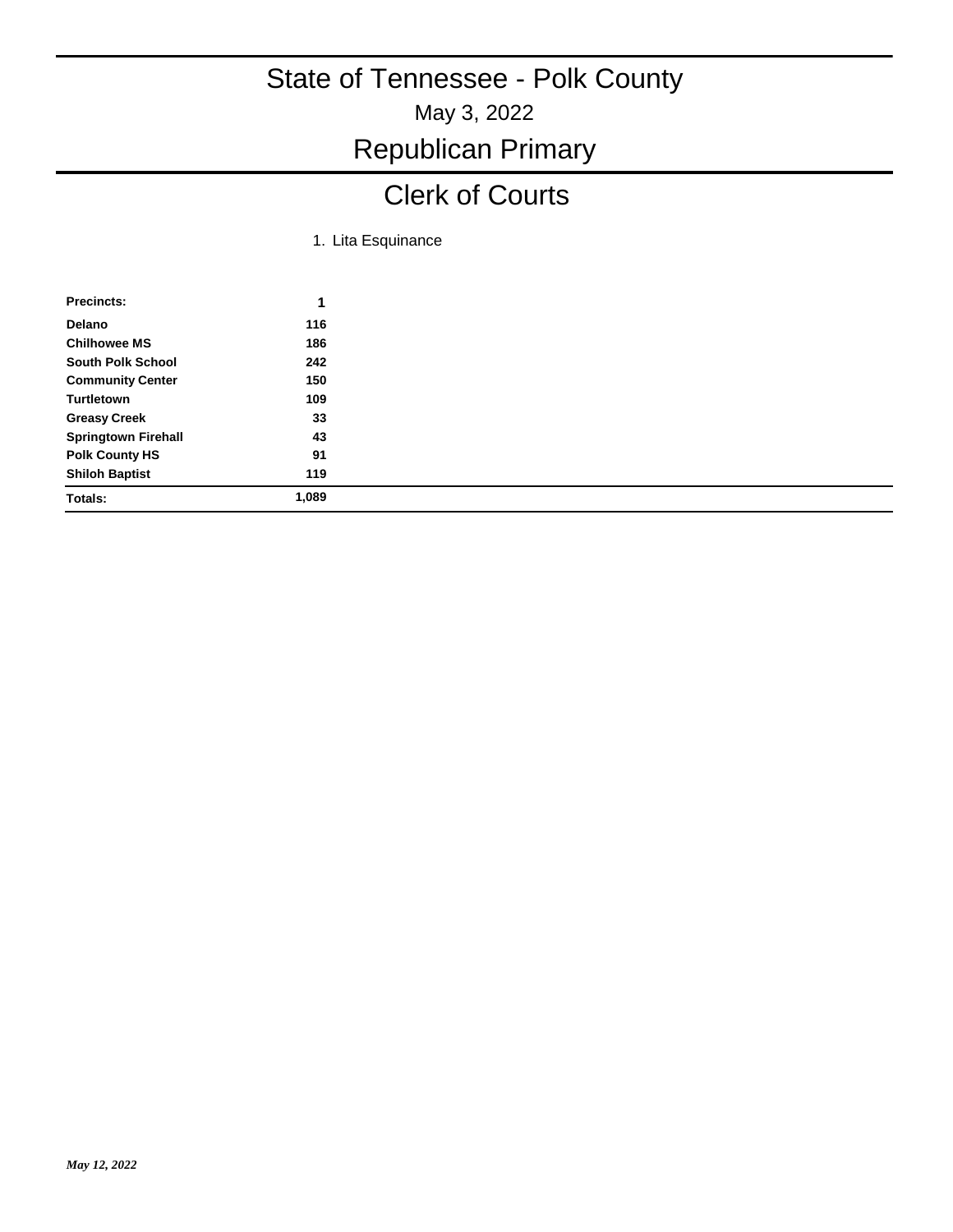# State of Tennessee - Polk County

May 3, 2022

## Republican Primary

## Clerk of Courts

1. Lita Esquinance

| Precincts: | 1 |
|---|---|
| Delano | 116 |
| Chilhowee MS | 186 |
| South Polk School | 242 |
| Community Center | 150 |
| Turtletown | 109 |
| Greasy Creek | 33 |
| Springtown Firehall | 43 |
| Polk County HS | 91 |
| Shiloh Baptist | 119 |
| **Totals:** | **1,089** |

*May 12, 2022*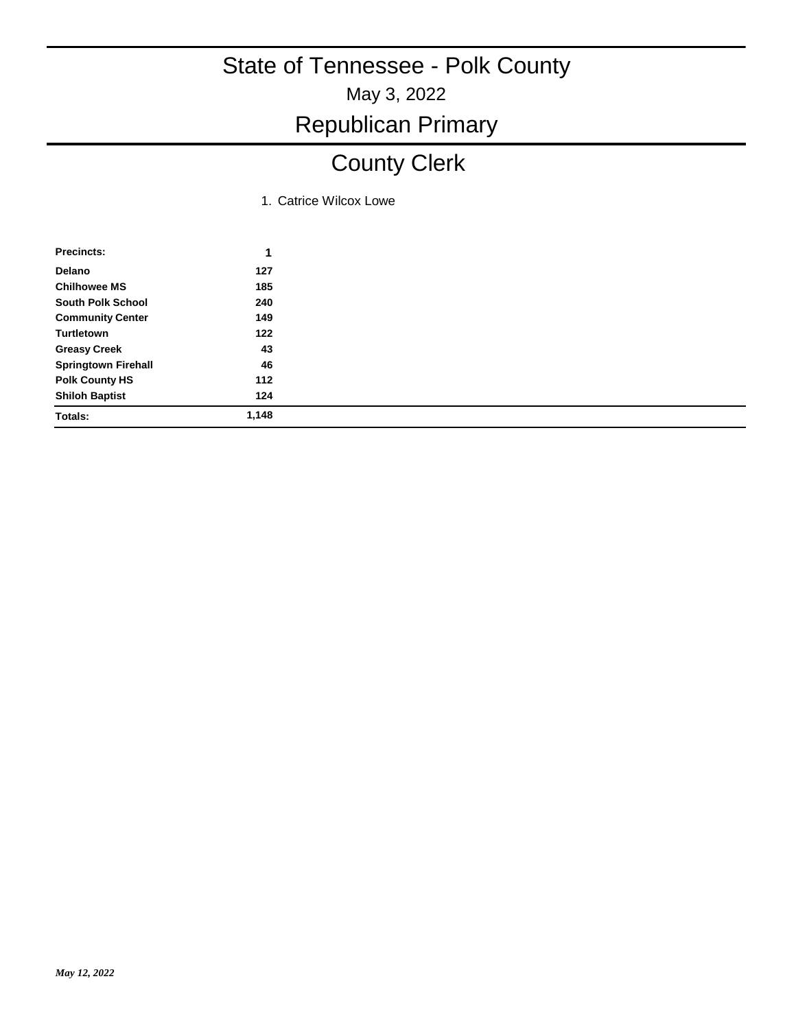# State of Tennessee - Polk County

May 3, 2022

## Republican Primary

## County Clerk

1. Catrice Wilcox Lowe

| Precincts: | 1 |
|---|---|
| Delano | 127 |
| Chilhowee MS | 185 |
| South Polk School | 240 |
| Community Center | 149 |
| Turtletown | 122 |
| Greasy Creek | 43 |
| Springtown Firehall | 46 |
| Polk County HS | 112 |
| Shiloh Baptist | 124 |
| Totals: | 1,148 |

*May 12, 2022*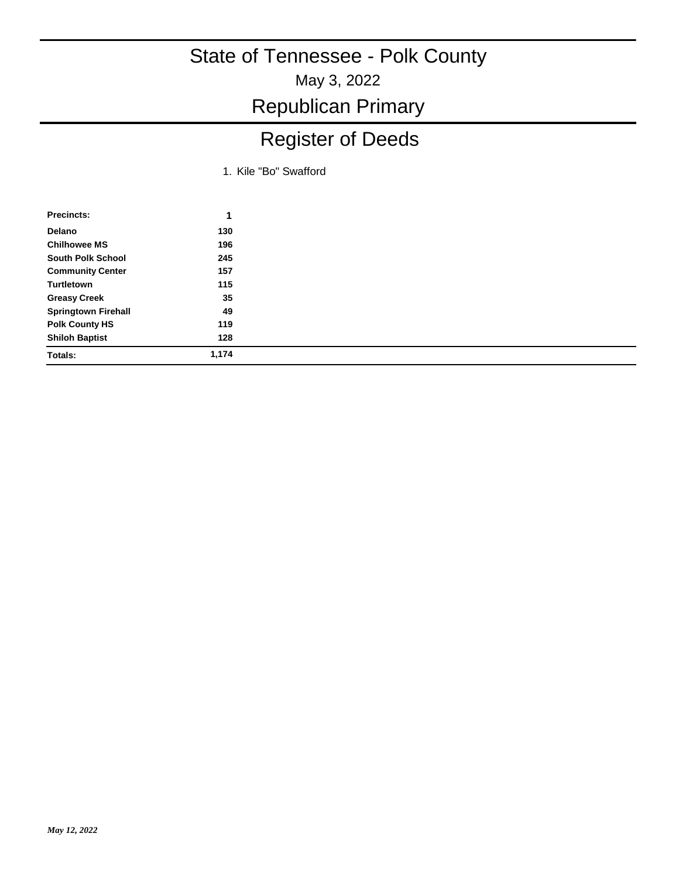# State of Tennessee - Polk County

May 3, 2022

## Republican Primary

## Register of Deeds

1. Kile "Bo" Swafford

| Precincts: | 1 |
|---|---|
| Delano | 130 |
| Chilhowee MS | 196 |
| South Polk School | 245 |
| Community Center | 157 |
| Turtletown | 115 |
| Greasy Creek | 35 |
| Springtown Firehall | 49 |
| Polk County HS | 119 |
| Shiloh Baptist | 128 |
| **Totals:** | **1,174** |

*May 12, 2022*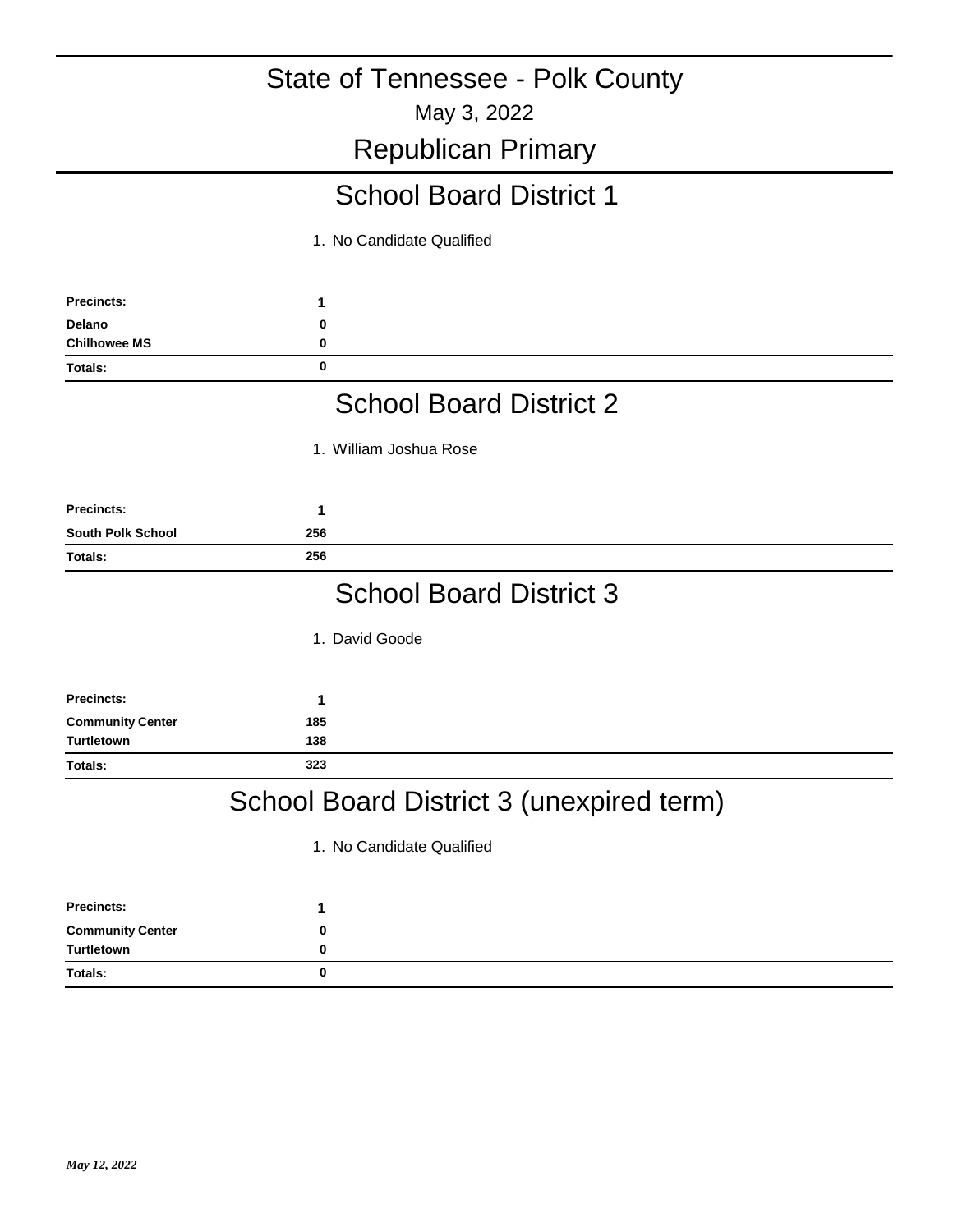# State of Tennessee - Polk County

May 3, 2022

## Republican Primary

## School Board District 1

1. No Candidate Qualified

| Precincts: | 1 |
|---|---|
| Delano | 0 |
| Chilhowee MS | 0 |
| **Totals:** | 0 |

## School Board District 2

1. William Joshua Rose

| Precincts: | 1 |
|---|---|
| South Polk School | 256 |
| **Totals:** | 256 |

## School Board District 3

1. David Goode

| Precincts: | 1 |
|---|---|
| Community Center | 185 |
| Turtletown | 138 |
| **Totals:** | 323 |

## School Board District 3 (unexpired term)

1. No Candidate Qualified

| Precincts: | 1 |
|---|---|
| Community Center | 0 |
| Turtletown | 0 |
| **Totals:** | 0 |

*May 12, 2022*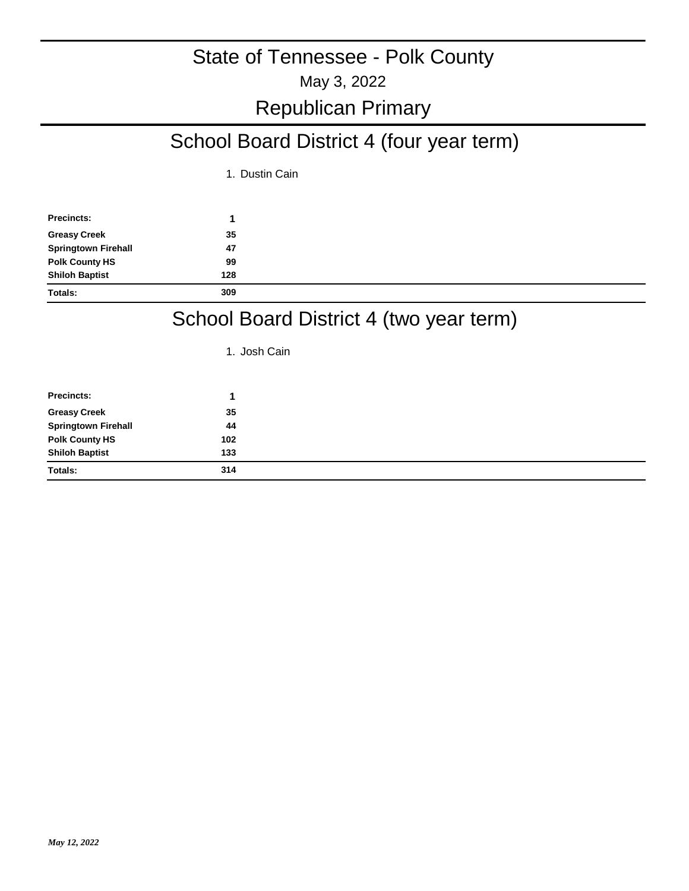# State of Tennessee - Polk County

May 3, 2022

## Republican Primary

## School Board District 4 (four year term)

| Precincts: | 1. Dustin Cain |
|---|---|
| Greasy Creek | 35 |
| Springtown Firehall | 47 |
| Polk County HS | 99 |
| Shiloh Baptist | 128 |
| **Totals:** | **309** |

## School Board District 4 (two year term)

| Precincts: | 1. Josh Cain |
|---|---|
| Greasy Creek | 35 |
| Springtown Firehall | 44 |
| Polk County HS | 102 |
| Shiloh Baptist | 133 |
| **Totals:** | **314** |

*May 12, 2022*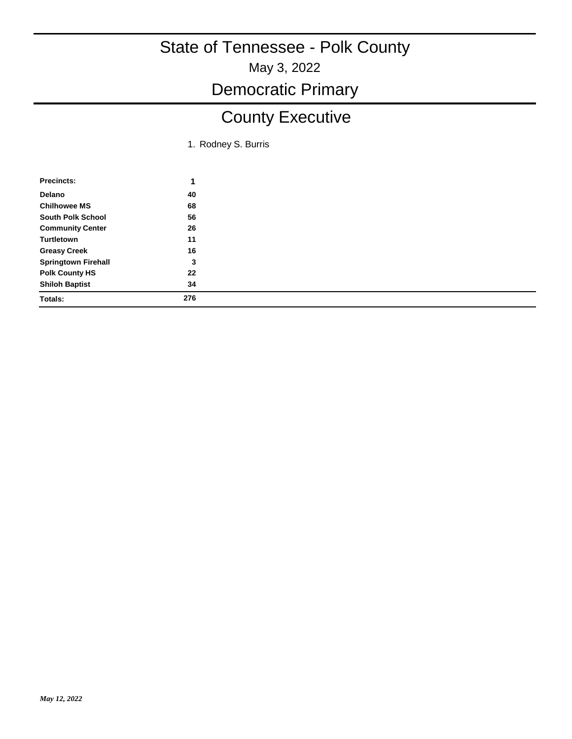# State of Tennessee - Polk County

May 3, 2022

## Democratic Primary

## County Executive

1. Rodney S. Burris

| Precincts: | 1 |
|---|---|
| Delano | 40 |
| Chilhowee MS | 68 |
| South Polk School | 56 |
| Community Center | 26 |
| Turtletown | 11 |
| Greasy Creek | 16 |
| Springtown Firehall | 3 |
| Polk County HS | 22 |
| Shiloh Baptist | 34 |
| **Totals:** | **276** |

*May 12, 2022*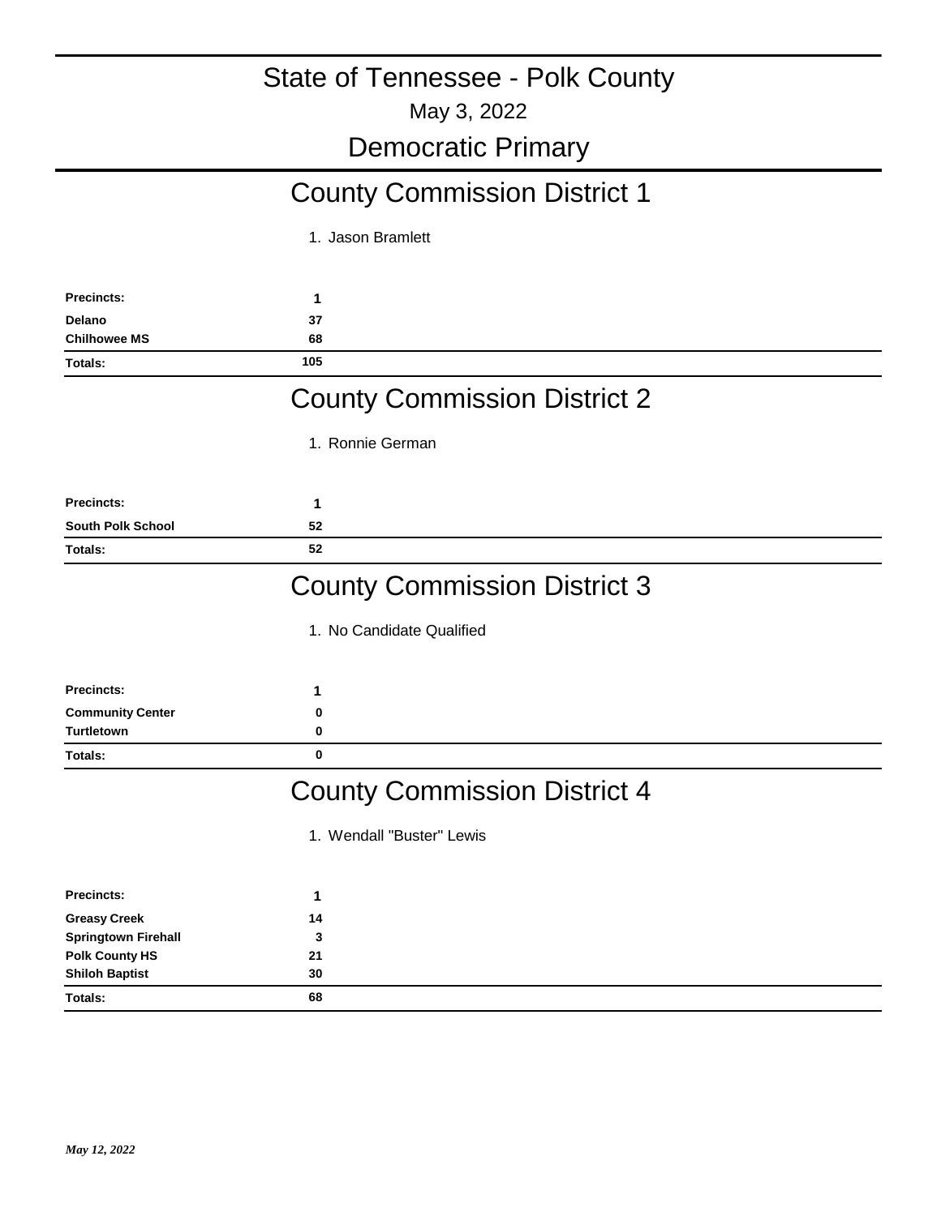# State of Tennessee - Polk County

May 3, 2022

## Democratic Primary

## County Commission District 1

1. Jason Bramlett

| Precincts: | 1 |
|---|---|
| Delano | 37 |
| Chilhowee MS | 68 |
| Totals: | 105 |

## County Commission District 2

1. Ronnie German

| Precincts: | 1 |
|---|---|
| South Polk School | 52 |
| Totals: | 52 |

## County Commission District 3

1. No Candidate Qualified

| Precincts: | 1 |
|---|---|
| Community Center | 0 |
| Turtletown | 0 |
| Totals: | 0 |

## County Commission District 4

1. Wendall "Buster" Lewis

| Precincts: | 1 |
|---|---|
| Greasy Creek | 14 |
| Springtown Firehall | 3 |
| Polk County HS | 21 |
| Shiloh Baptist | 30 |
| Totals: | 68 |

*May 12, 2022*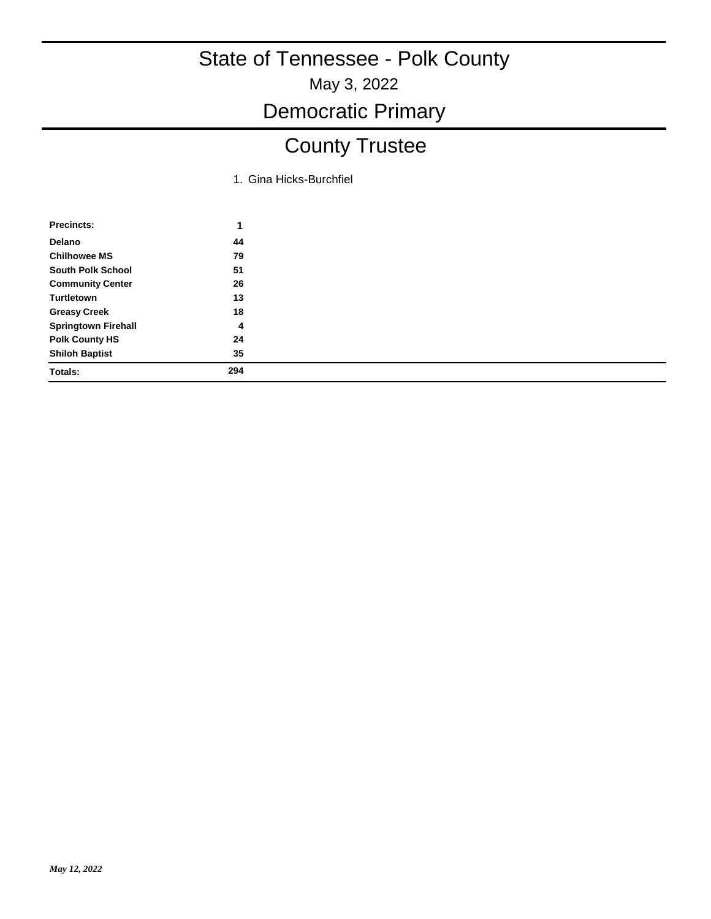# State of Tennessee - Polk County

May 3, 2022

## Democratic Primary

## County Trustee

1. Gina Hicks-Burchfiel

| Precincts: | 1 |
|---|---|
| Delano | 44 |
| Chilhowee MS | 79 |
| South Polk School | 51 |
| Community Center | 26 |
| Turtletown | 13 |
| Greasy Creek | 18 |
| Springtown Firehall | 4 |
| Polk County HS | 24 |
| Shiloh Baptist | 35 |
| **Totals:** | **294** |

*May 12, 2022*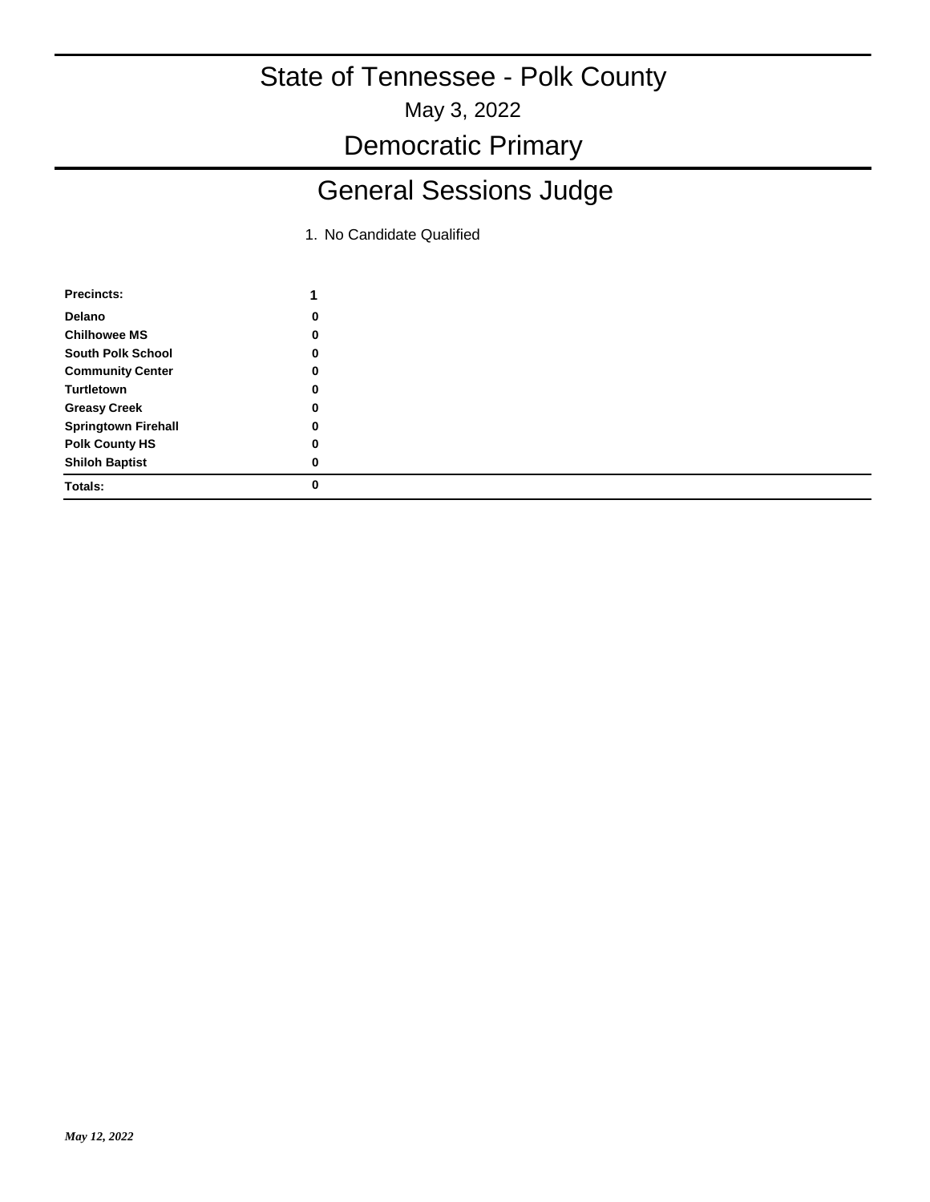# State of Tennessee - Polk County

May 3, 2022

## Democratic Primary

## General Sessions Judge

1. No Candidate Qualified

| Precincts: | 1 |
|---|---|
| Delano | 0 |
| Chilhowee MS | 0 |
| South Polk School | 0 |
| Community Center | 0 |
| Turtletown | 0 |
| Greasy Creek | 0 |
| Springtown Firehall | 0 |
| Polk County HS | 0 |
| Shiloh Baptist | 0 |
| **Totals:** | 0 |

*May 12, 2022*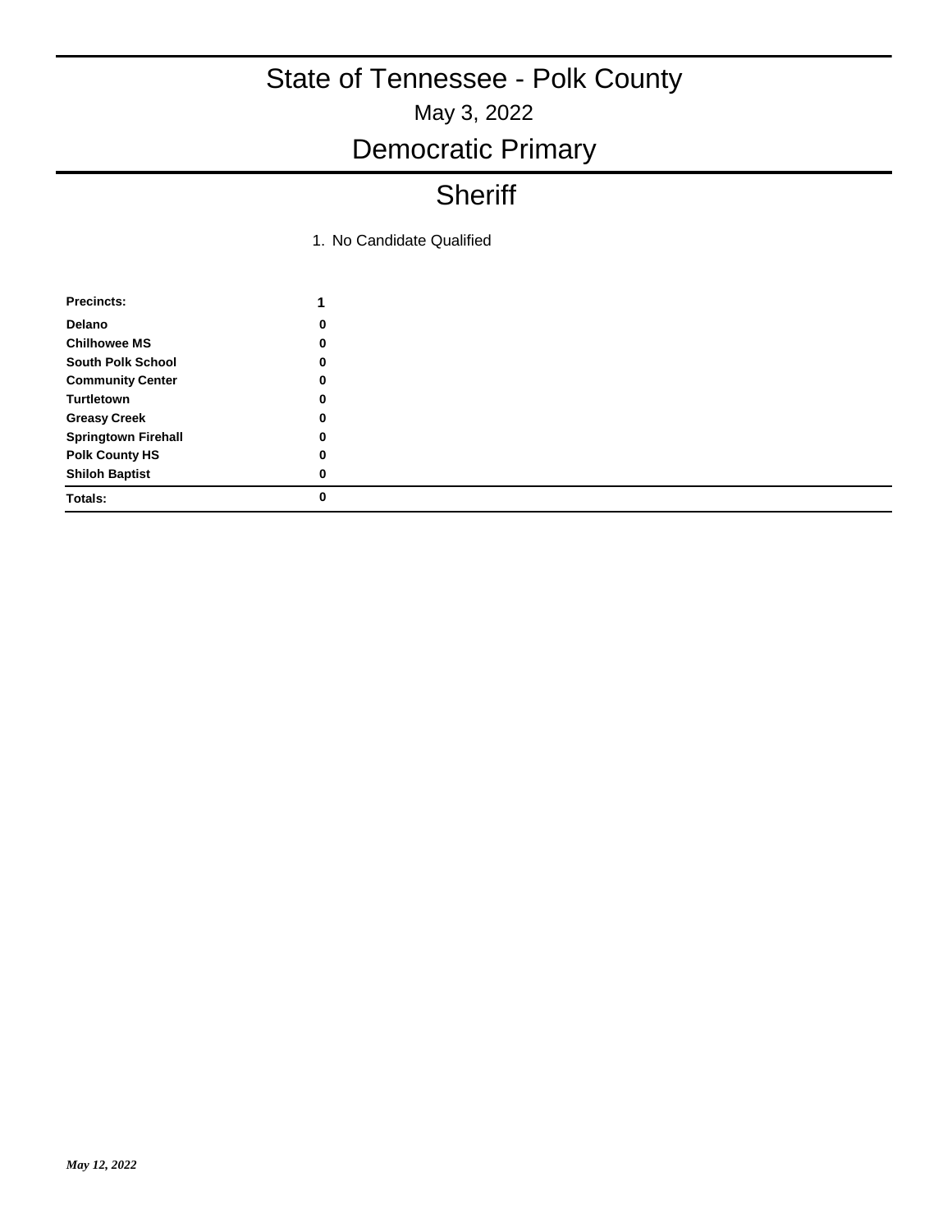# State of Tennessee - Polk County

May 3, 2022

## Democratic Primary

## Sheriff

1. No Candidate Qualified

| Precincts: | 1 |
|---|---|
| Delano | 0 |
| Chilhowee MS | 0 |
| South Polk School | 0 |
| Community Center | 0 |
| Turtletown | 0 |
| Greasy Creek | 0 |
| Springtown Firehall | 0 |
| Polk County HS | 0 |
| Shiloh Baptist | 0 |
| **Totals:** | **0** |

*May 12, 2022*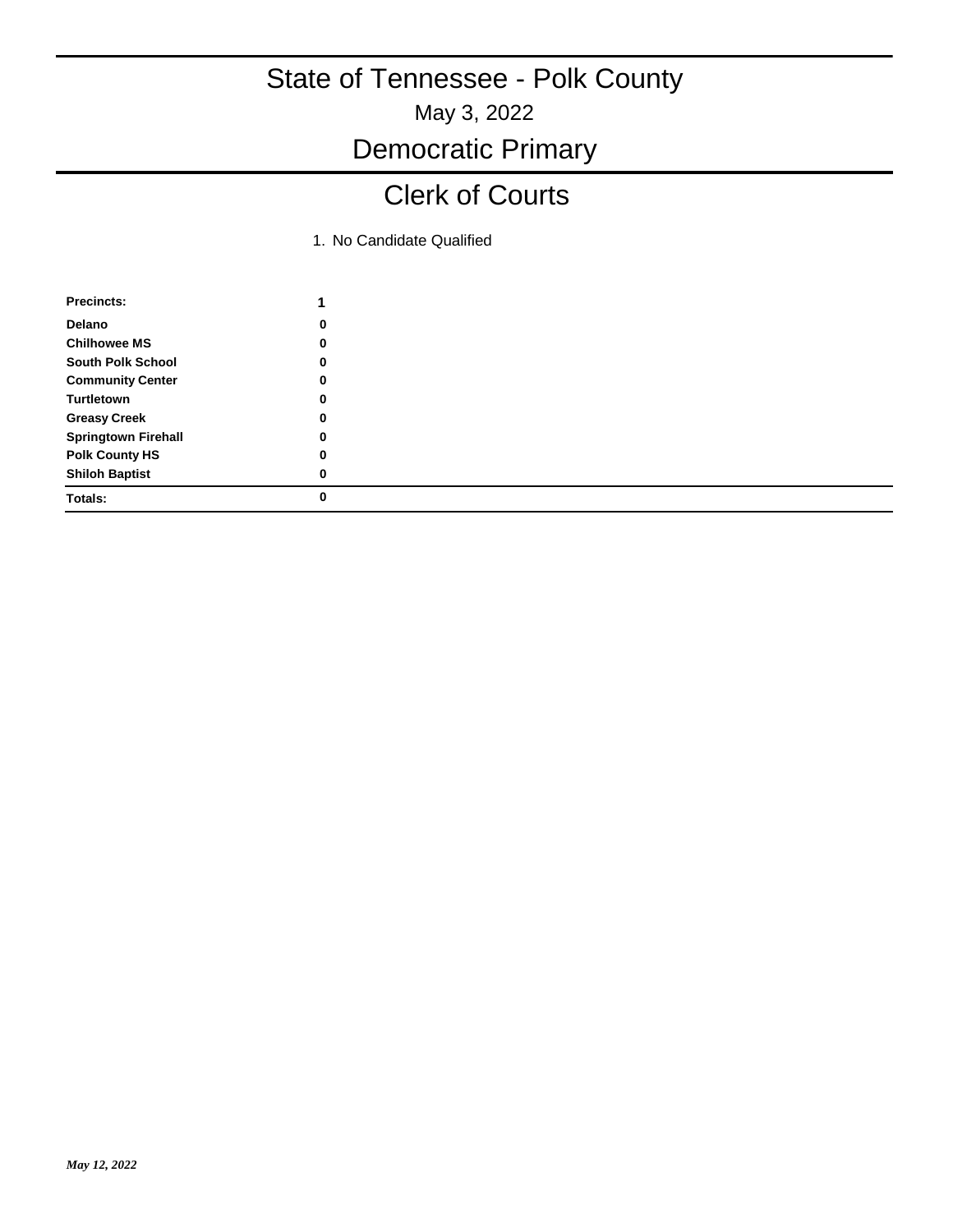# State of Tennessee - Polk County

May 3, 2022

## Democratic Primary

## Clerk of Courts

1. No Candidate Qualified

| Precincts: | 1 |
|---|---|
| Delano | 0 |
| Chilhowee MS | 0 |
| South Polk School | 0 |
| Community Center | 0 |
| Turtletown | 0 |
| Greasy Creek | 0 |
| Springtown Firehall | 0 |
| Polk County HS | 0 |
| Shiloh Baptist | 0 |
| Totals: | 0 |

*May 12, 2022*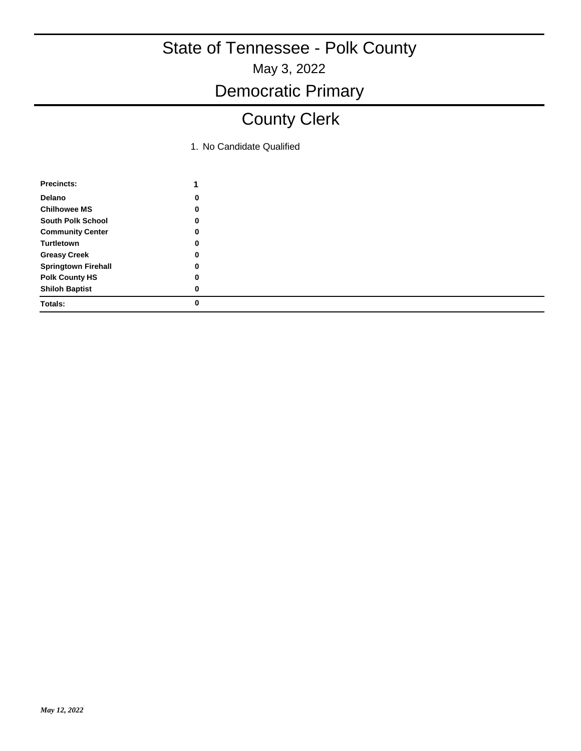# State of Tennessee - Polk County

May 3, 2022

## Democratic Primary

## County Clerk

1. No Candidate Qualified

| Precincts: | 1 |
|---|---|
| Delano | 0 |
| Chilhowee MS | 0 |
| South Polk School | 0 |
| Community Center | 0 |
| Turtletown | 0 |
| Greasy Creek | 0 |
| Springtown Firehall | 0 |
| Polk County HS | 0 |
| Shiloh Baptist | 0 |
| **Totals:** | **0** |

*May 12, 2022*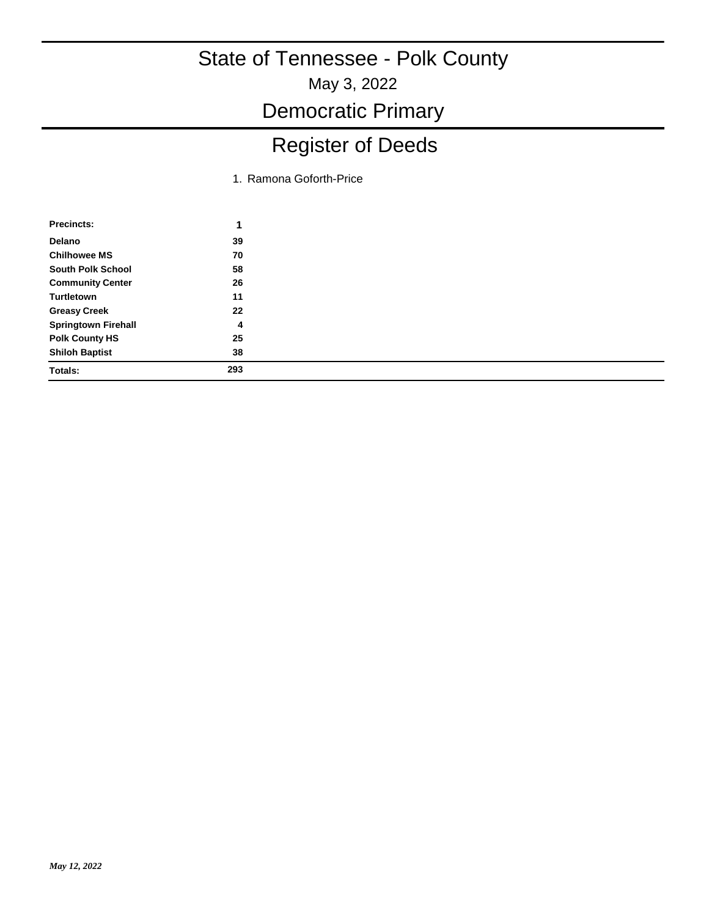# State of Tennessee - Polk County

May 3, 2022

## Democratic Primary

## Register of Deeds

1. Ramona Goforth-Price

| **Precincts:** | **1** |
| --- | --- |
| **Delano** | **39** |
| **Chilhowee MS** | **70** |
| **South Polk School** | **58** |
| **Community Center** | **26** |
| **Turtletown** | **11** |
| **Greasy Creek** | **22** |
| **Springtown Firehall** | **4** |
| **Polk County HS** | **25** |
| **Shiloh Baptist** | **38** |
| **Totals:** | **293** |

*May 12, 2022*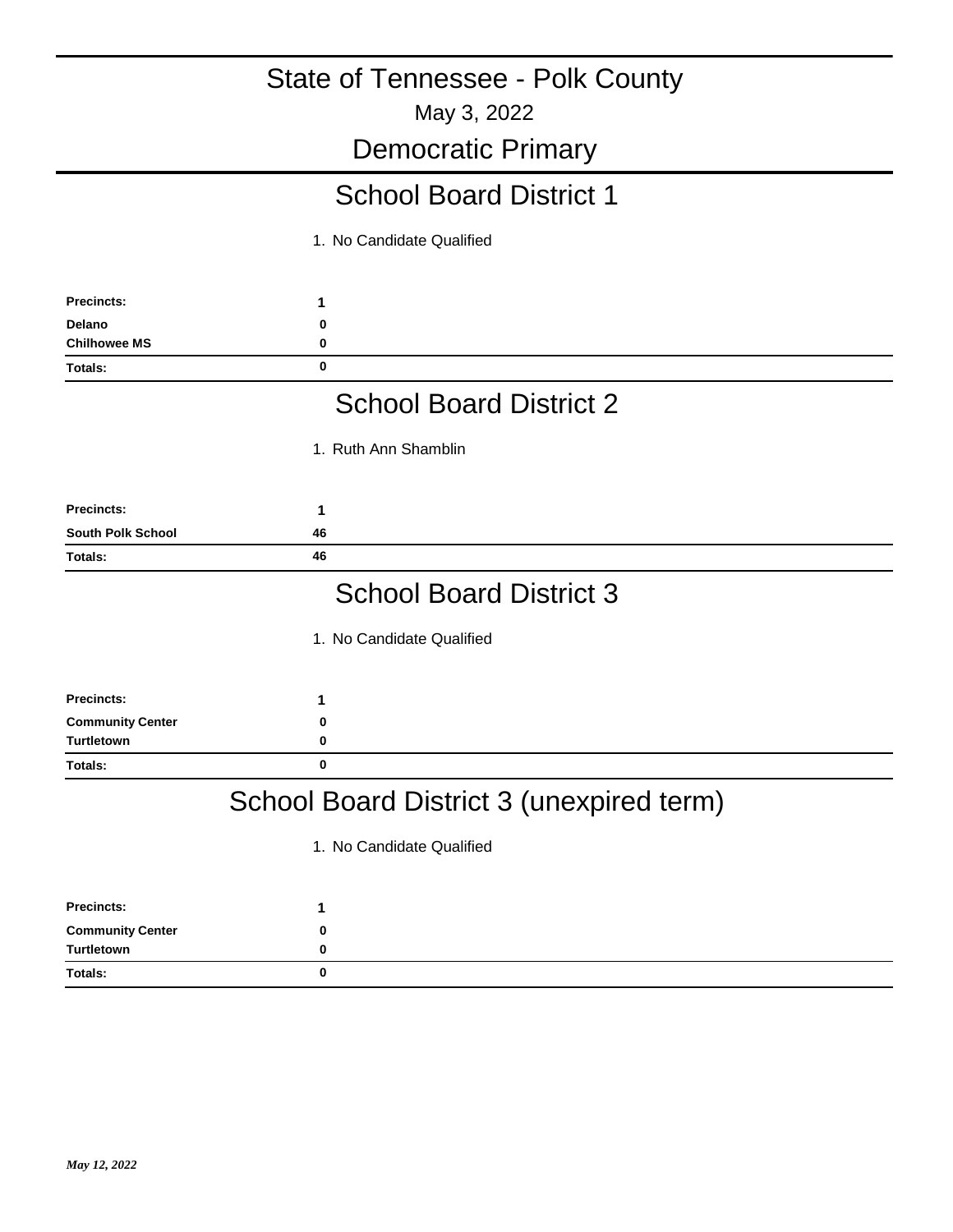# State of Tennessee - Polk County

May 3, 2022

## Democratic Primary

### School Board District 1

| Precincts: | 1. No Candidate Qualified |
|---|---|
| Delano | 0 |
| Chilhowee MS | 0 |
| **Totals:** | **0** |

### School Board District 2

| Precincts: | 1. Ruth Ann Shamblin |
|---|---|
| South Polk School | 46 |
| **Totals:** | **46** |

### School Board District 3

| Precincts: | 1. No Candidate Qualified |
|---|---|
| Community Center | 0 |
| Turtletown | 0 |
| **Totals:** | **0** |

### School Board District 3 (unexpired term)

| Precincts: | 1. No Candidate Qualified |
|---|---|
| Community Center | 0 |
| Turtletown | 0 |
| **Totals:** | **0** |

*May 12, 2022*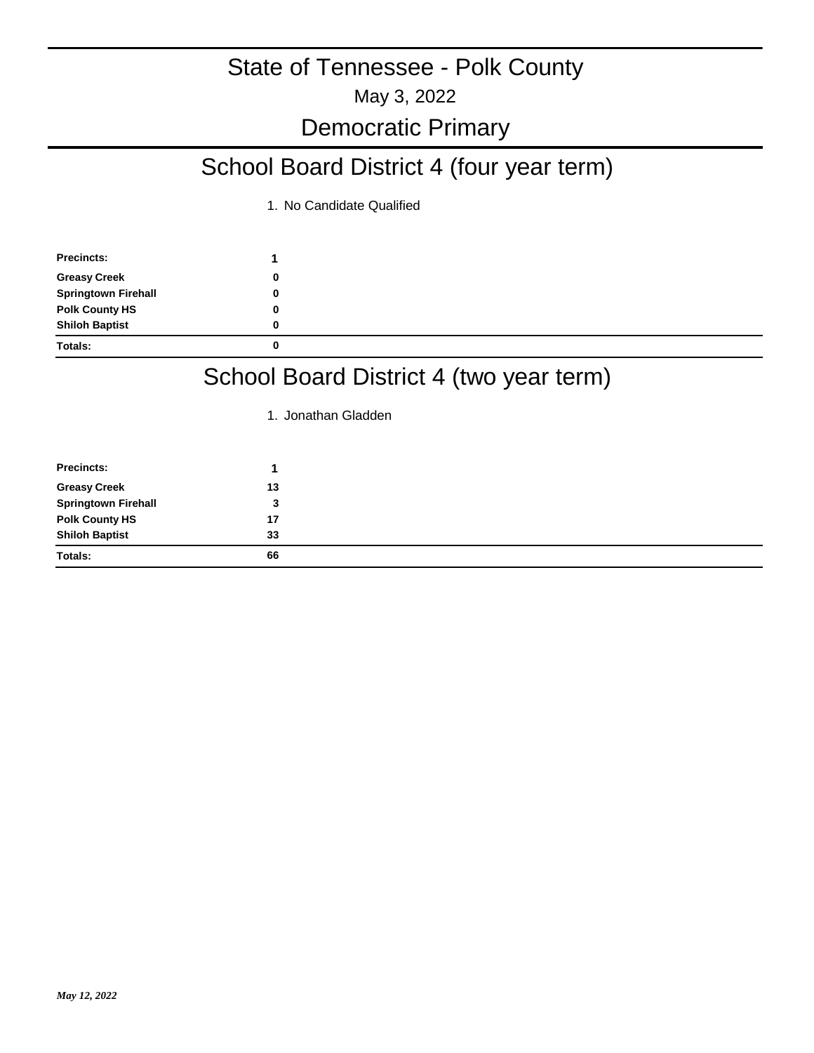# State of Tennessee - Polk County

May 3, 2022

## Democratic Primary

## School Board District 4 (four year term)

1. No Candidate Qualified

| Precincts: | 1 |
|---|---|
| Greasy Creek | 0 |
| Springtown Firehall | 0 |
| Polk County HS | 0 |
| Shiloh Baptist | 0 |
| Totals: | 0 |

## School Board District 4 (two year term)

1. Jonathan Gladden

| Precincts: | 1 |
|---|---|
| Greasy Creek | 13 |
| Springtown Firehall | 3 |
| Polk County HS | 17 |
| Shiloh Baptist | 33 |
| Totals: | 66 |

*May 12, 2022*